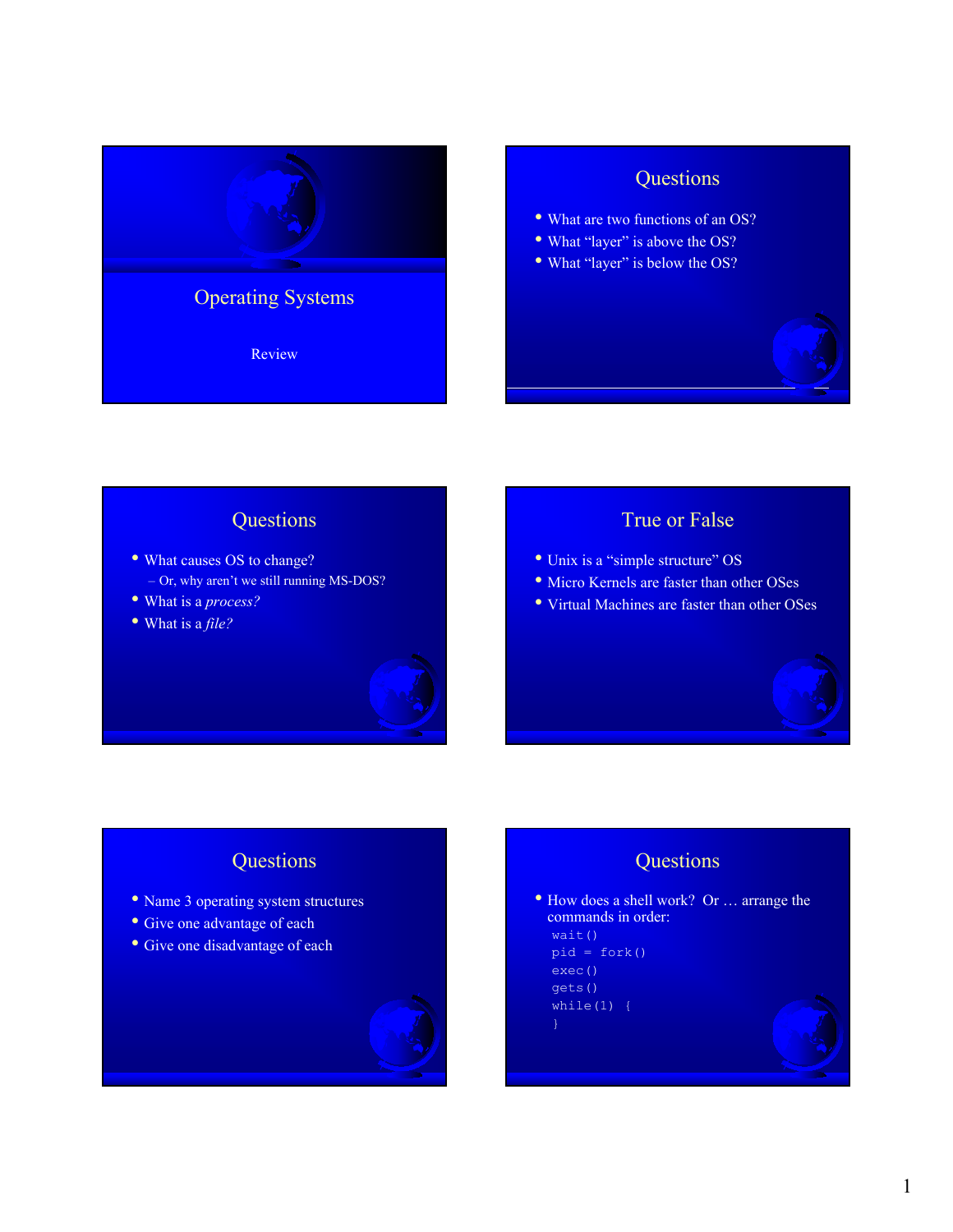# Operating Systems

Review

## Questions

- What are two functions of an OS?
- What "layer" is above the OS?
- What "layer" is below the OS?

## Questions

- What causes OS to change?
  - Or, why aren't we still running MS-DOS?
- What is a *process?*
- What is a *file?*

## True or False

- Unix is a "simple structure" OS
- Micro Kernels are faster than other OSes
- Virtual Machines are faster than other OSes

## Questions

- Name 3 operating system structures
- Give one advantage of each
- Give one disadvantage of each

## Questions

- How does a shell work? Or … arrange the commands in order:

```
wait()
pid = fork()
exec()
gets()
while(1) {
}
```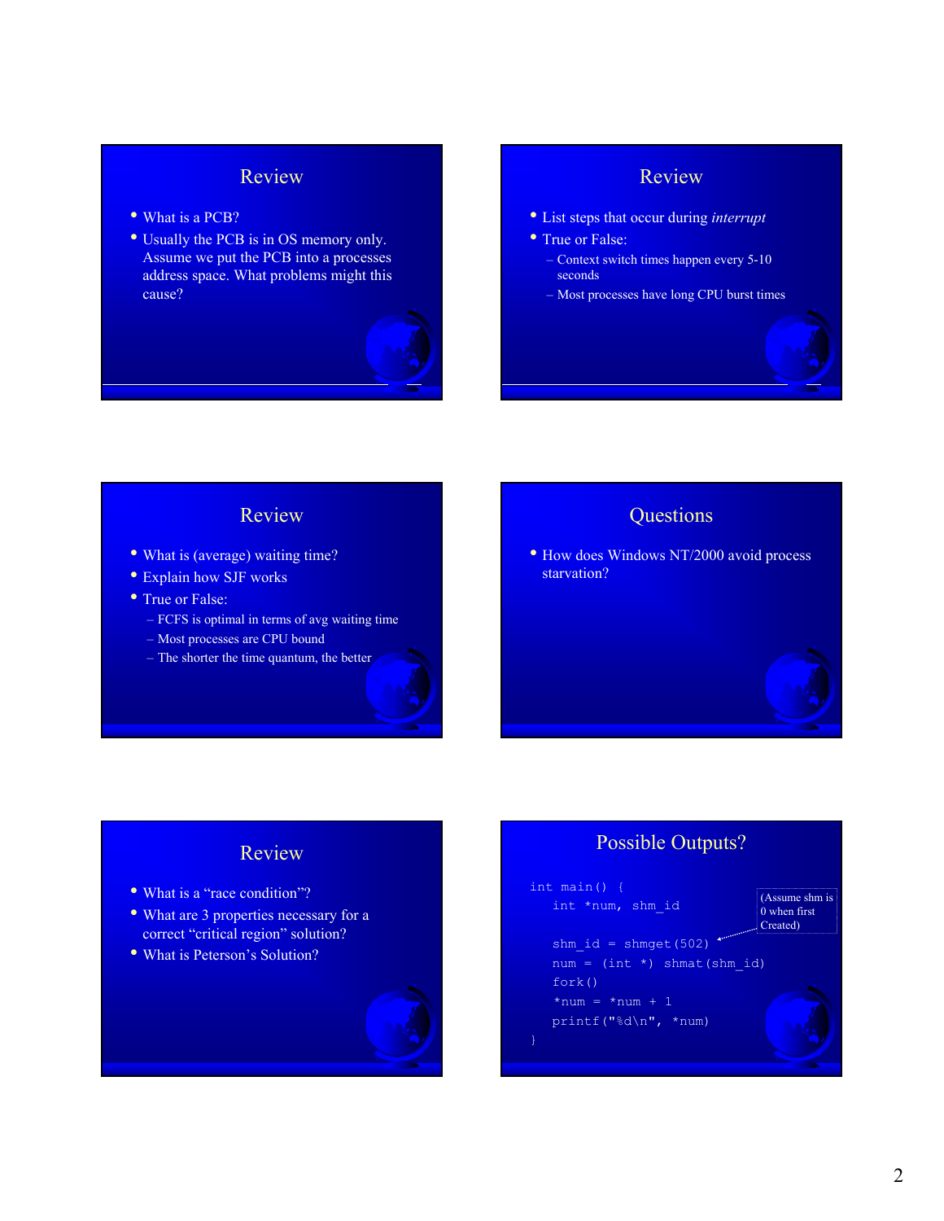## Review

- What is a PCB?
- Usually the PCB is in OS memory only. Assume we put the PCB into a processes address space. What problems might this cause?

## Review

- List steps that occur during *interrupt*
- True or False:
  - Context switch times happen every 5-10 seconds
  - Most processes have long CPU burst times

## Review

- What is (average) waiting time?
- Explain how SJF works
- True or False:
  - FCFS is optimal in terms of avg waiting time
  - Most processes are CPU bound
  - The shorter the time quantum, the better

## Questions

- How does Windows NT/2000 avoid process starvation?

## Review

- What is a "race condition"?
- What are 3 properties necessary for a correct "critical region" solution?
- What is Peterson's Solution?

## Possible Outputs?

```
int main() {
   int *num, shm_id

   shm_id = shmget(502)
   num = (int *) shmat(shm_id)
   fork()
   *num = *num + 1
   printf("%d\n", *num)
}
```

(Assume shm is 0 when first Created)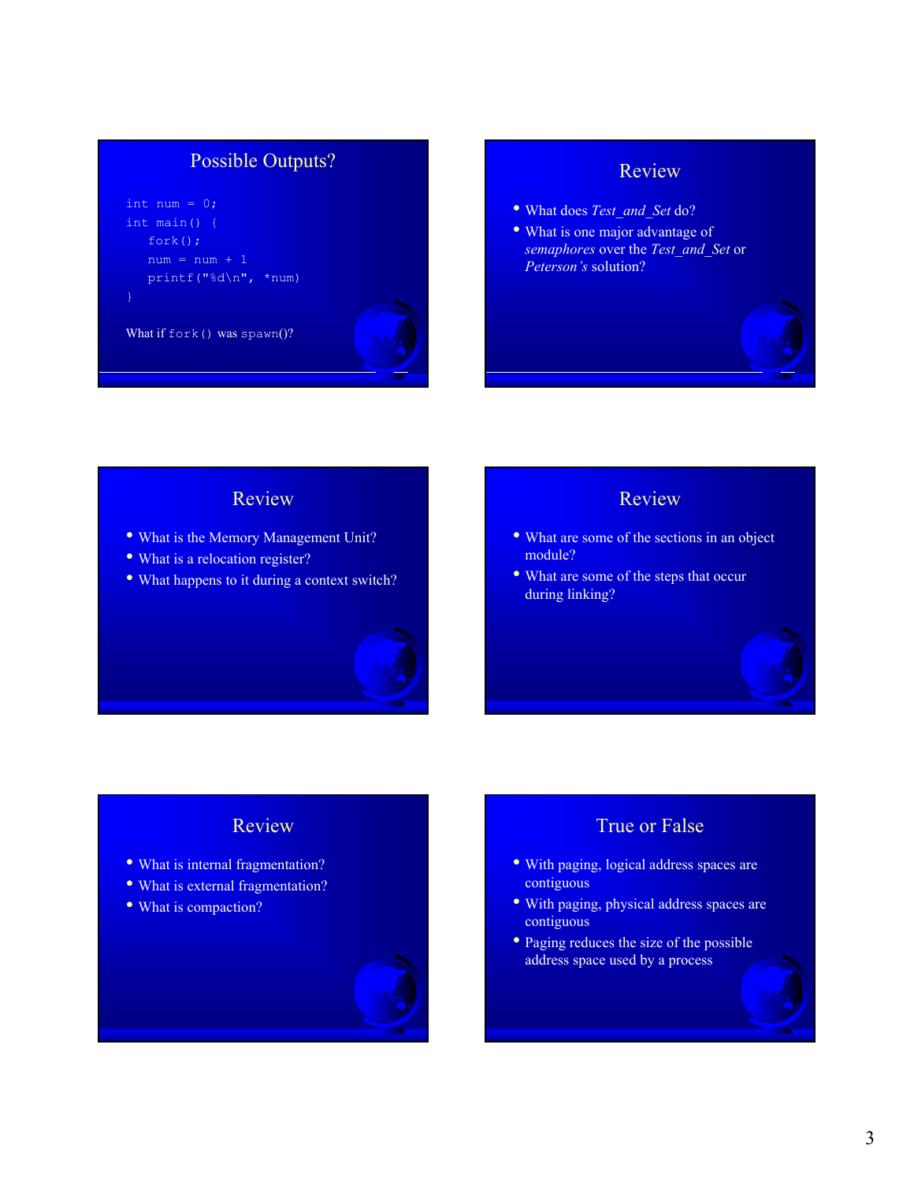## Possible Outputs?

```
int num = 0;
int main() {
   fork();
   num = num + 1
   printf("%d\n", *num)
}
```

What if `fork()` was spawn()?

## Review

- What does *Test_and_Set* do?
- What is one major advantage of *semaphores* over the *Test_and_Set* or *Peterson's* solution?

## Review

- What is the Memory Management Unit?
- What is a relocation register?
- What happens to it during a context switch?

## Review

- What are some of the sections in an object module?
- What are some of the steps that occur during linking?

## Review

- What is internal fragmentation?
- What is external fragmentation?
- What is compaction?

## True or False

- With paging, logical address spaces are contiguous
- With paging, physical address spaces are contiguous
- Paging reduces the size of the possible address space used by a process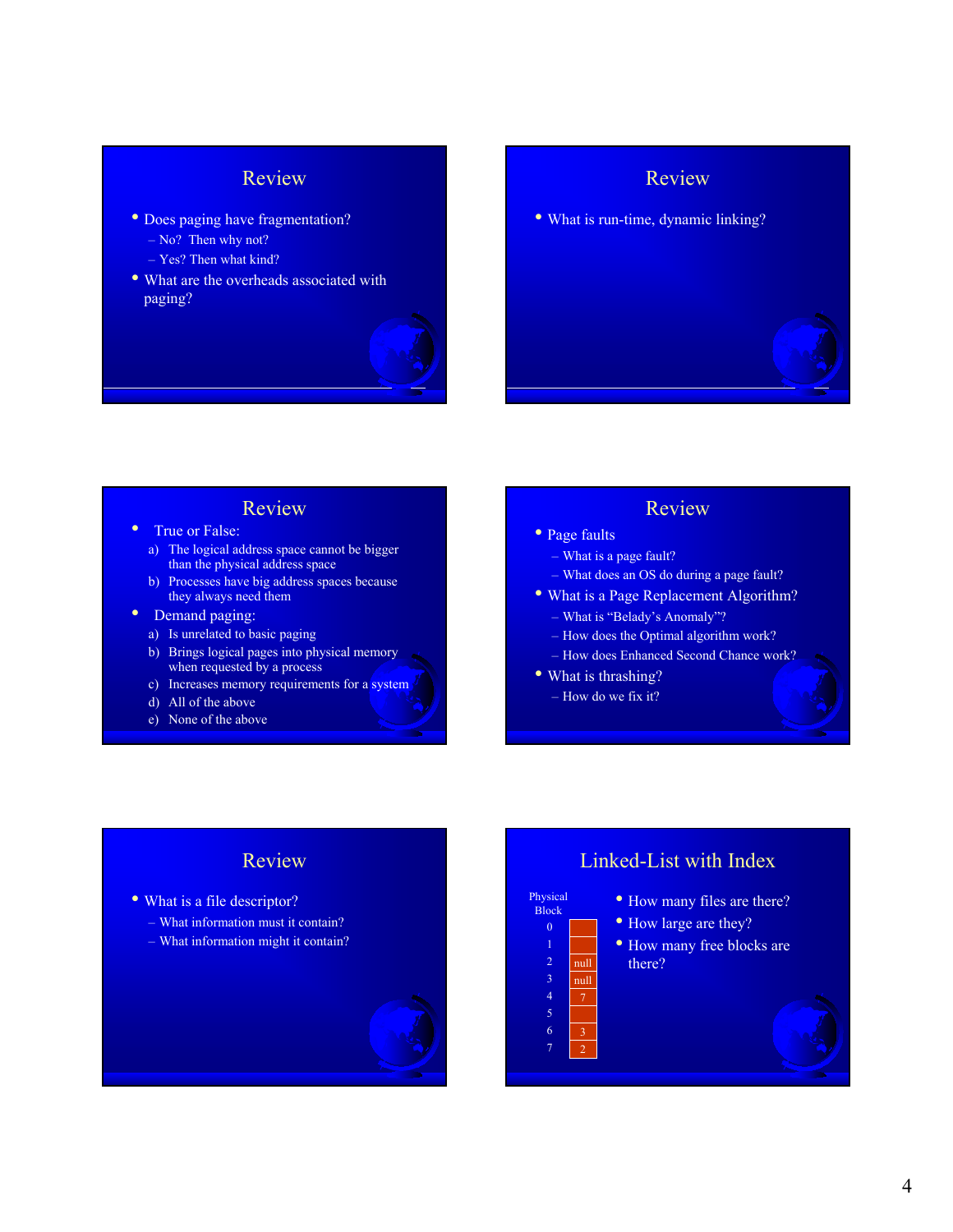## Review

- Does paging have fragmentation?
  - No? Then why not?
  - Yes? Then what kind?
- What are the overheads associated with paging?

## Review

- What is run-time, dynamic linking?

## Review

- True or False:
  a) The logical address space cannot be bigger than the physical address space
  b) Processes have big address spaces because they always need them
- Demand paging:
  a) Is unrelated to basic paging
  b) Brings logical pages into physical memory when requested by a process
  c) Increases memory requirements for a system
  d) All of the above
  e) None of the above

## Review

- Page faults
  - What is a page fault?
  - What does an OS do during a page fault?
- What is a Page Replacement Algorithm?
  - What is "Belady's Anomaly"?
  - How does the Optimal algorithm work?
  - How does Enhanced Second Chance work?
- What is thrashing?
  - How do we fix it?

## Review

- What is a file descriptor?
  - What information must it contain?
  - What information might it contain?

## Linked-List with Index

| Physical Block | |
|---|---|
| 0 | |
| 1 | |
| 2 | null |
| 3 | null |
| 4 | 7 |
| 5 | |
| 6 | 3 |
| 7 | 2 |

- How many files are there?
- How large are they?
- How many free blocks are there?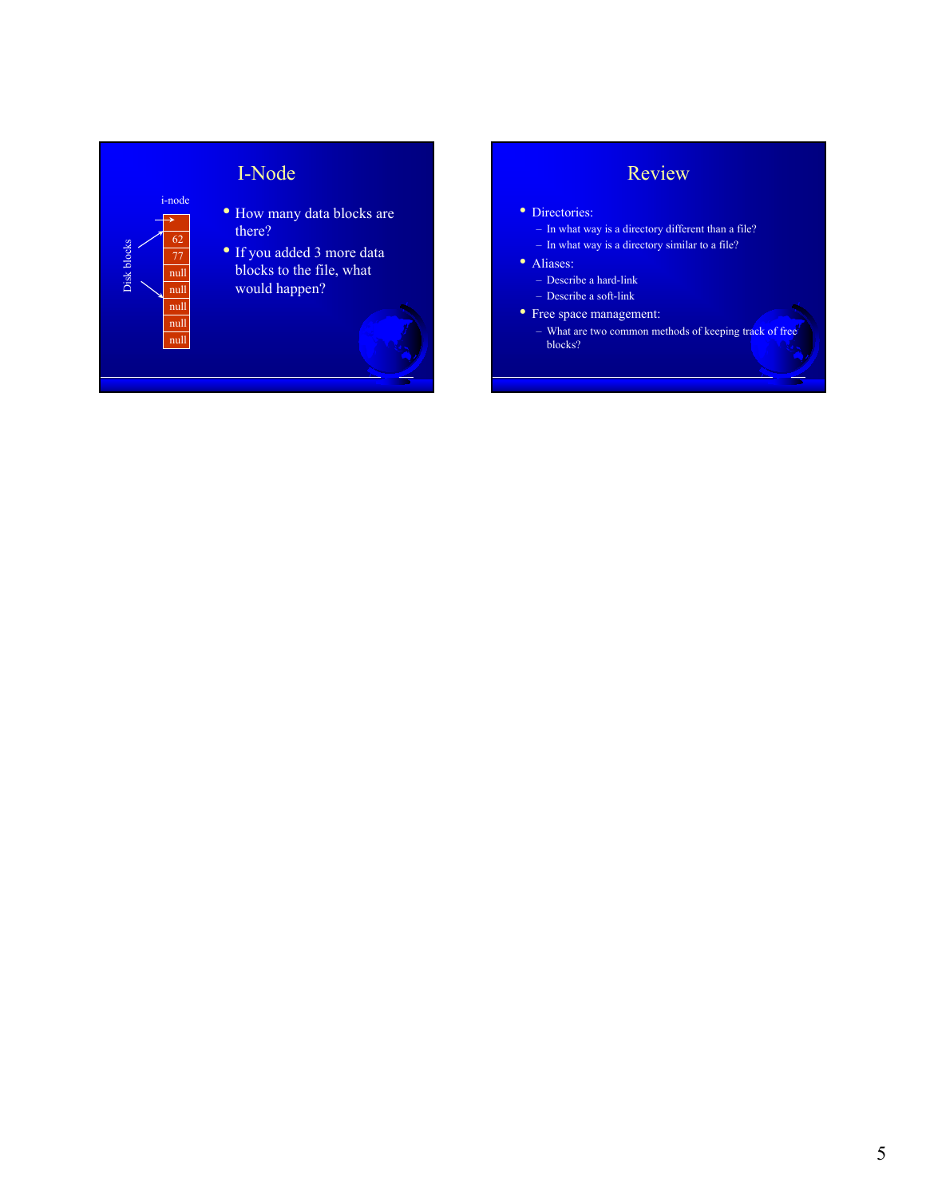## I-Node

i-node

Disk blocks

62
77
null
null
null
null
null

- How many data blocks are there?
- If you added 3 more data blocks to the file, what would happen?

## Review

- Directories:
  - In what way is a directory different than a file?
  - In what way is a directory similar to a file?
- Aliases:
  - Describe a hard-link
  - Describe a soft-link
- Free space management:
  - What are two common methods of keeping track of free blocks?